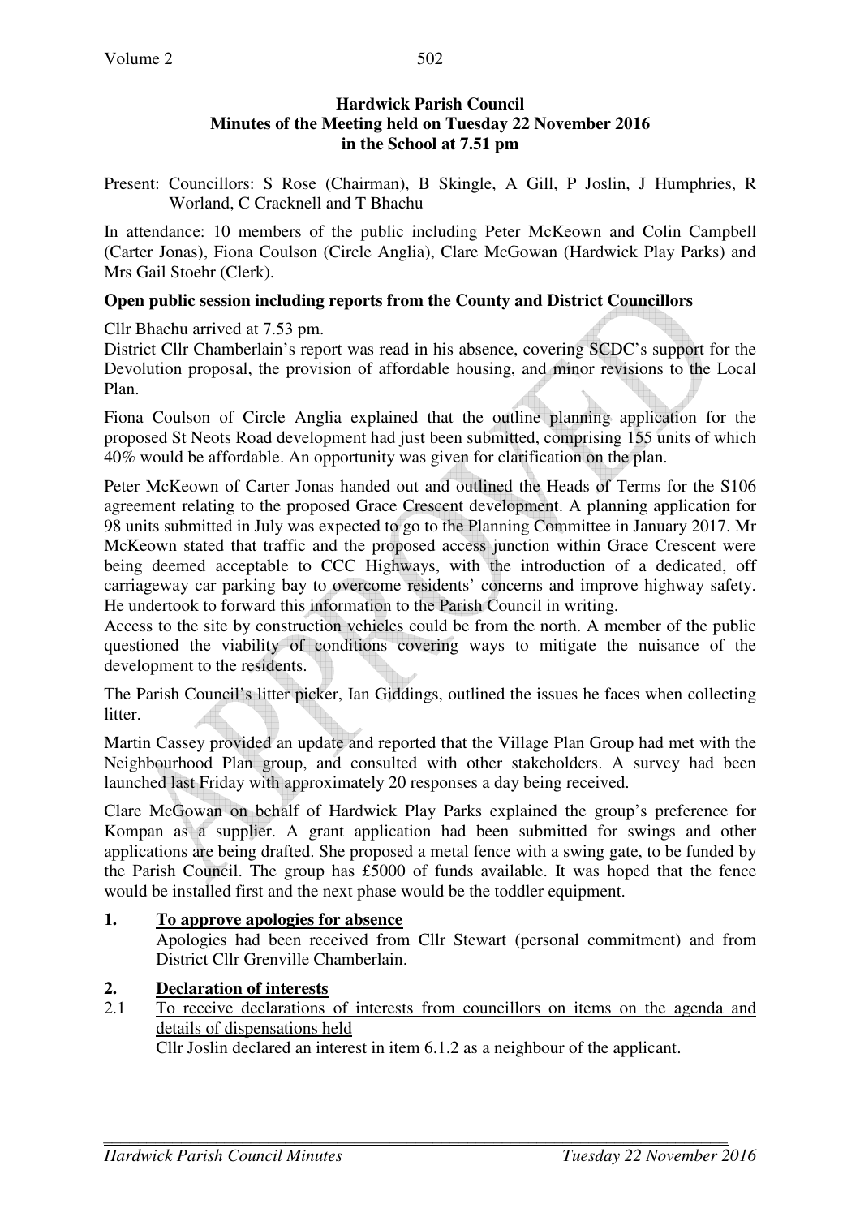**Hardwick Parish Council**
**Minutes of the Meeting held on Tuesday 22 November 2016**
**in the School at 7.51 pm**

Present: Councillors: S Rose (Chairman), B Skingle, A Gill, P Joslin, J Humphries, R Worland, C Cracknell and T Bhachu

In attendance: 10 members of the public including Peter McKeown and Colin Campbell (Carter Jonas), Fiona Coulson (Circle Anglia), Clare McGowan (Hardwick Play Parks) and Mrs Gail Stoehr (Clerk).

**Open public session including reports from the County and District Councillors**

Cllr Bhachu arrived at 7.53 pm.

District Cllr Chamberlain's report was read in his absence, covering SCDC's support for the Devolution proposal, the provision of affordable housing, and minor revisions to the Local Plan.

Fiona Coulson of Circle Anglia explained that the outline planning application for the proposed St Neots Road development had just been submitted, comprising 155 units of which 40% would be affordable. An opportunity was given for clarification on the plan.

Peter McKeown of Carter Jonas handed out and outlined the Heads of Terms for the S106 agreement relating to the proposed Grace Crescent development. A planning application for 98 units submitted in July was expected to go to the Planning Committee in January 2017. Mr McKeown stated that traffic and the proposed access junction within Grace Crescent were being deemed acceptable to CCC Highways, with the introduction of a dedicated, off carriageway car parking bay to overcome residents' concerns and improve highway safety. He undertook to forward this information to the Parish Council in writing.

Access to the site by construction vehicles could be from the north. A member of the public questioned the viability of conditions covering ways to mitigate the nuisance of the development to the residents.

The Parish Council's litter picker, Ian Giddings, outlined the issues he faces when collecting litter.

Martin Cassey provided an update and reported that the Village Plan Group had met with the Neighbourhood Plan group, and consulted with other stakeholders. A survey had been launched last Friday with approximately 20 responses a day being received.

Clare McGowan on behalf of Hardwick Play Parks explained the group's preference for Kompan as a supplier. A grant application had been submitted for swings and other applications are being drafted. She proposed a metal fence with a swing gate, to be funded by the Parish Council. The group has £5000 of funds available. It was hoped that the fence would be installed first and the next phase would be the toddler equipment.

**1. To approve apologies for absence**

Apologies had been received from Cllr Stewart (personal commitment) and from District Cllr Grenville Chamberlain.

**2. Declaration of interests**

2.1 To receive declarations of interests from councillors on items on the agenda and details of dispensations held

Cllr Joslin declared an interest in item 6.1.2 as a neighbour of the applicant.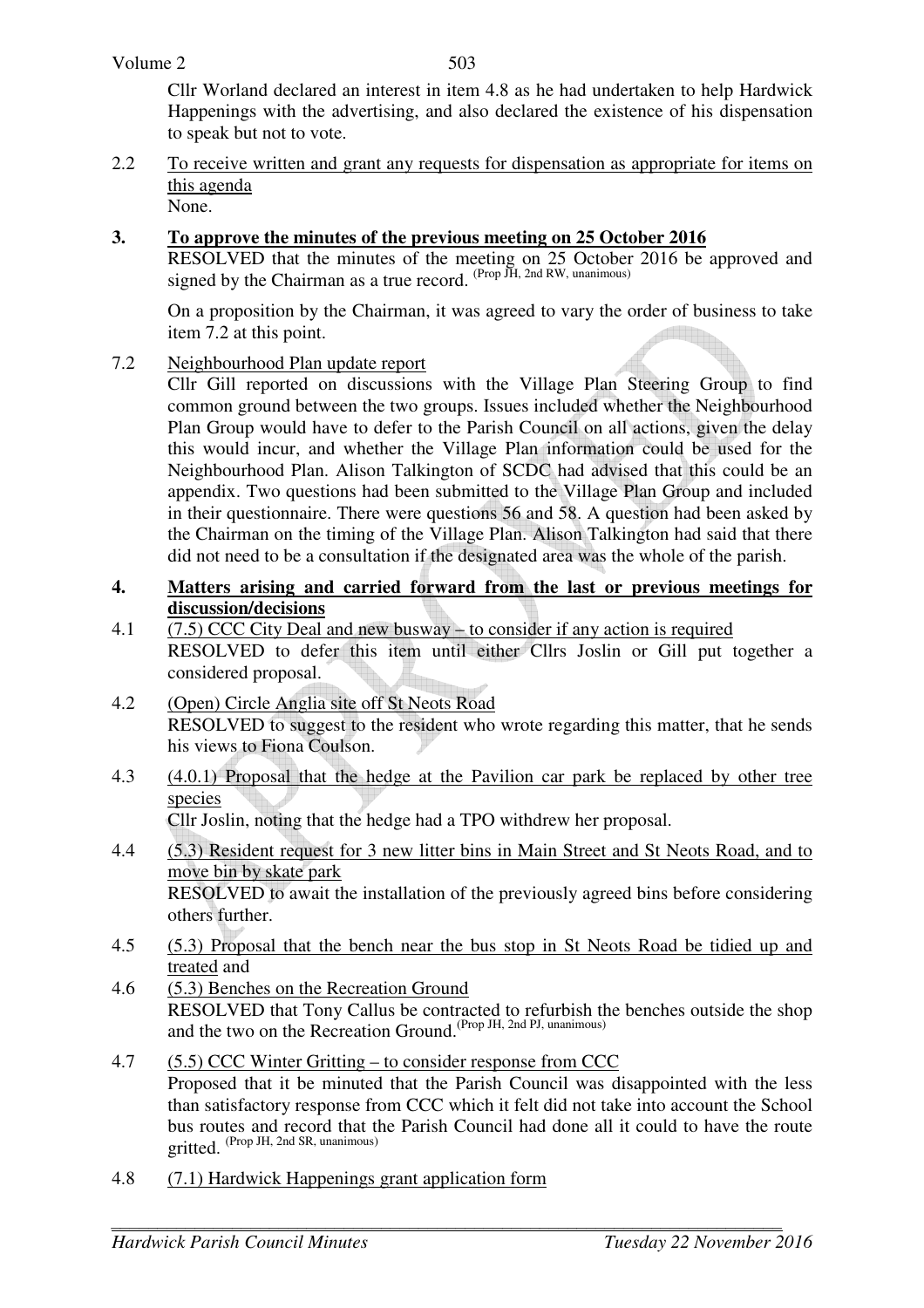Cllr Worland declared an interest in item 4.8 as he had undertaken to help Hardwick Happenings with the advertising, and also declared the existence of his dispensation to speak but not to vote.

2.2 To receive written and grant any requests for dispensation as appropriate for items on this agenda
None.

**3. To approve the minutes of the previous meeting on 25 October 2016**

RESOLVED that the minutes of the meeting on 25 October 2016 be approved and signed by the Chairman as a true record. (Prop JH, 2nd RW, unanimous)

On a proposition by the Chairman, it was agreed to vary the order of business to take item 7.2 at this point.

7.2 Neighbourhood Plan update report
Cllr Gill reported on discussions with the Village Plan Steering Group to find common ground between the two groups. Issues included whether the Neighbourhood Plan Group would have to defer to the Parish Council on all actions, given the delay this would incur, and whether the Village Plan information could be used for the Neighbourhood Plan. Alison Talkington of SCDC had advised that this could be an appendix. Two questions had been submitted to the Village Plan Group and included in their questionnaire. There were questions 56 and 58. A question had been asked by the Chairman on the timing of the Village Plan. Alison Talkington had said that there did not need to be a consultation if the designated area was the whole of the parish.

**4. Matters arising and carried forward from the last or previous meetings for discussion/decisions**

4.1 (7.5) CCC City Deal and new busway – to consider if any action is required
RESOLVED to defer this item until either Cllrs Joslin or Gill put together a considered proposal.

4.2 (Open) Circle Anglia site off St Neots Road
RESOLVED to suggest to the resident who wrote regarding this matter, that he sends his views to Fiona Coulson.

4.3 (4.0.1) Proposal that the hedge at the Pavilion car park be replaced by other tree species
Cllr Joslin, noting that the hedge had a TPO withdrew her proposal.

4.4 (5.3) Resident request for 3 new litter bins in Main Street and St Neots Road, and to move bin by skate park
RESOLVED to await the installation of the previously agreed bins before considering others further.

4.5 (5.3) Proposal that the bench near the bus stop in St Neots Road be tidied up and treated and

4.6 (5.3) Benches on the Recreation Ground
RESOLVED that Tony Callus be contracted to refurbish the benches outside the shop and the two on the Recreation Ground. (Prop JH, 2nd PJ, unanimous)

4.7 (5.5) CCC Winter Gritting – to consider response from CCC
Proposed that it be minuted that the Parish Council was disappointed with the less than satisfactory response from CCC which it felt did not take into account the School bus routes and record that the Parish Council had done all it could to have the route gritted. (Prop JH, 2nd SR, unanimous)

4.8 (7.1) Hardwick Happenings grant application form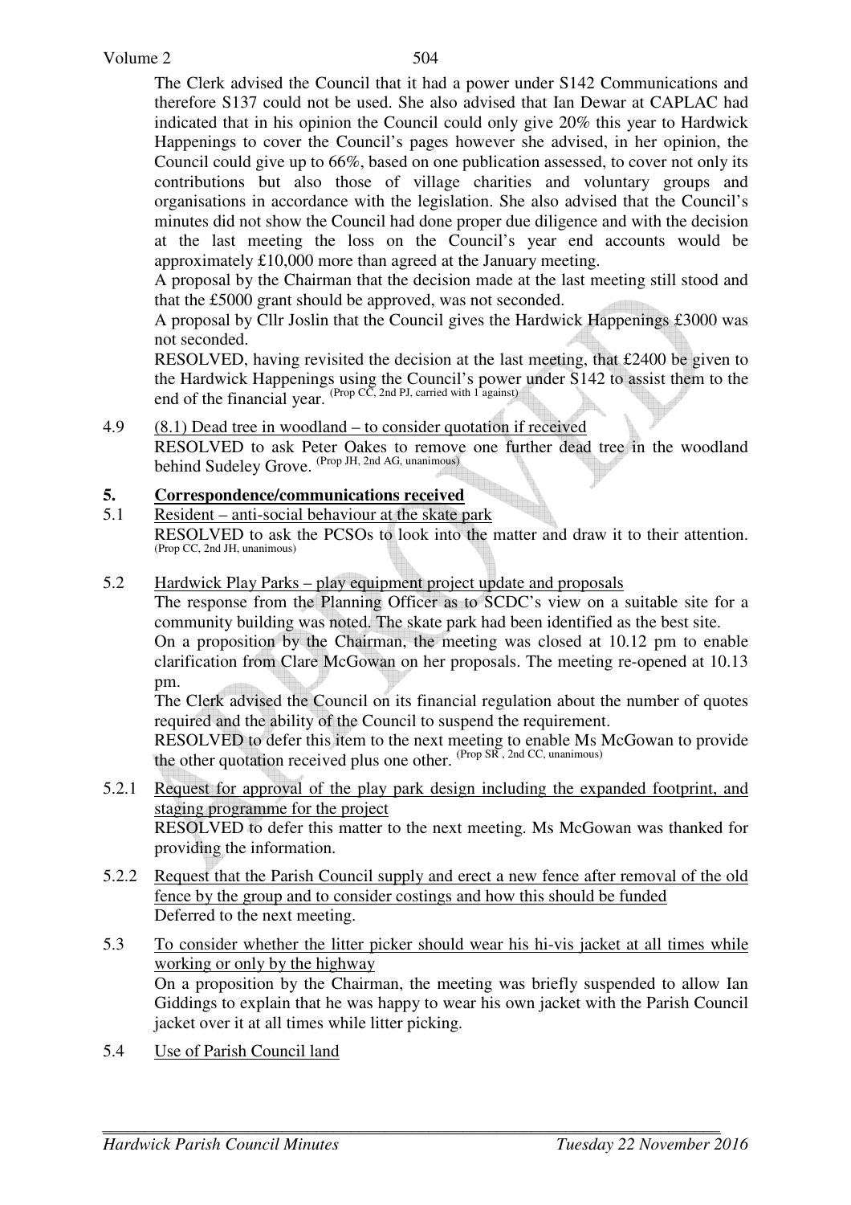The Clerk advised the Council that it had a power under S142 Communications and therefore S137 could not be used. She also advised that Ian Dewar at CAPLAC had indicated that in his opinion the Council could only give 20% this year to Hardwick Happenings to cover the Council's pages however she advised, in her opinion, the Council could give up to 66%, based on one publication assessed, to cover not only its contributions but also those of village charities and voluntary groups and organisations in accordance with the legislation. She also advised that the Council's minutes did not show the Council had done proper due diligence and with the decision at the last meeting the loss on the Council's year end accounts would be approximately £10,000 more than agreed at the January meeting.

A proposal by the Chairman that the decision made at the last meeting still stood and that the £5000 grant should be approved, was not seconded.

A proposal by Cllr Joslin that the Council gives the Hardwick Happenings £3000 was not seconded.

RESOLVED, having revisited the decision at the last meeting, that £2400 be given to the Hardwick Happenings using the Council's power under S142 to assist them to the end of the financial year. (Prop CC, 2nd PJ, carried with 1 against)

4.9 (8.1) Dead tree in woodland – to consider quotation if received

RESOLVED to ask Peter Oakes to remove one further dead tree in the woodland behind Sudeley Grove. (Prop JH, 2nd AG, unanimous)

## 5. Correspondence/communications received

5.1 Resident – anti-social behaviour at the skate park

RESOLVED to ask the PCSOs to look into the matter and draw it to their attention. (Prop CC, 2nd JH, unanimous)

5.2 Hardwick Play Parks – play equipment project update and proposals

The response from the Planning Officer as to SCDC's view on a suitable site for a community building was noted. The skate park had been identified as the best site.

On a proposition by the Chairman, the meeting was closed at 10.12 pm to enable clarification from Clare McGowan on her proposals. The meeting re-opened at 10.13 pm.

The Clerk advised the Council on its financial regulation about the number of quotes required and the ability of the Council to suspend the requirement.

RESOLVED to defer this item to the next meeting to enable Ms McGowan to provide the other quotation received plus one other. (Prop SR, 2nd CC, unanimous)

5.2.1 Request for approval of the play park design including the expanded footprint, and staging programme for the project

RESOLVED to defer this matter to the next meeting. Ms McGowan was thanked for providing the information.

5.2.2 Request that the Parish Council supply and erect a new fence after removal of the old fence by the group and to consider costings and how this should be funded

Deferred to the next meeting.

5.3 To consider whether the litter picker should wear his hi-vis jacket at all times while working or only by the highway

On a proposition by the Chairman, the meeting was briefly suspended to allow Ian Giddings to explain that he was happy to wear his own jacket with the Parish Council jacket over it at all times while litter picking.

5.4 Use of Parish Council land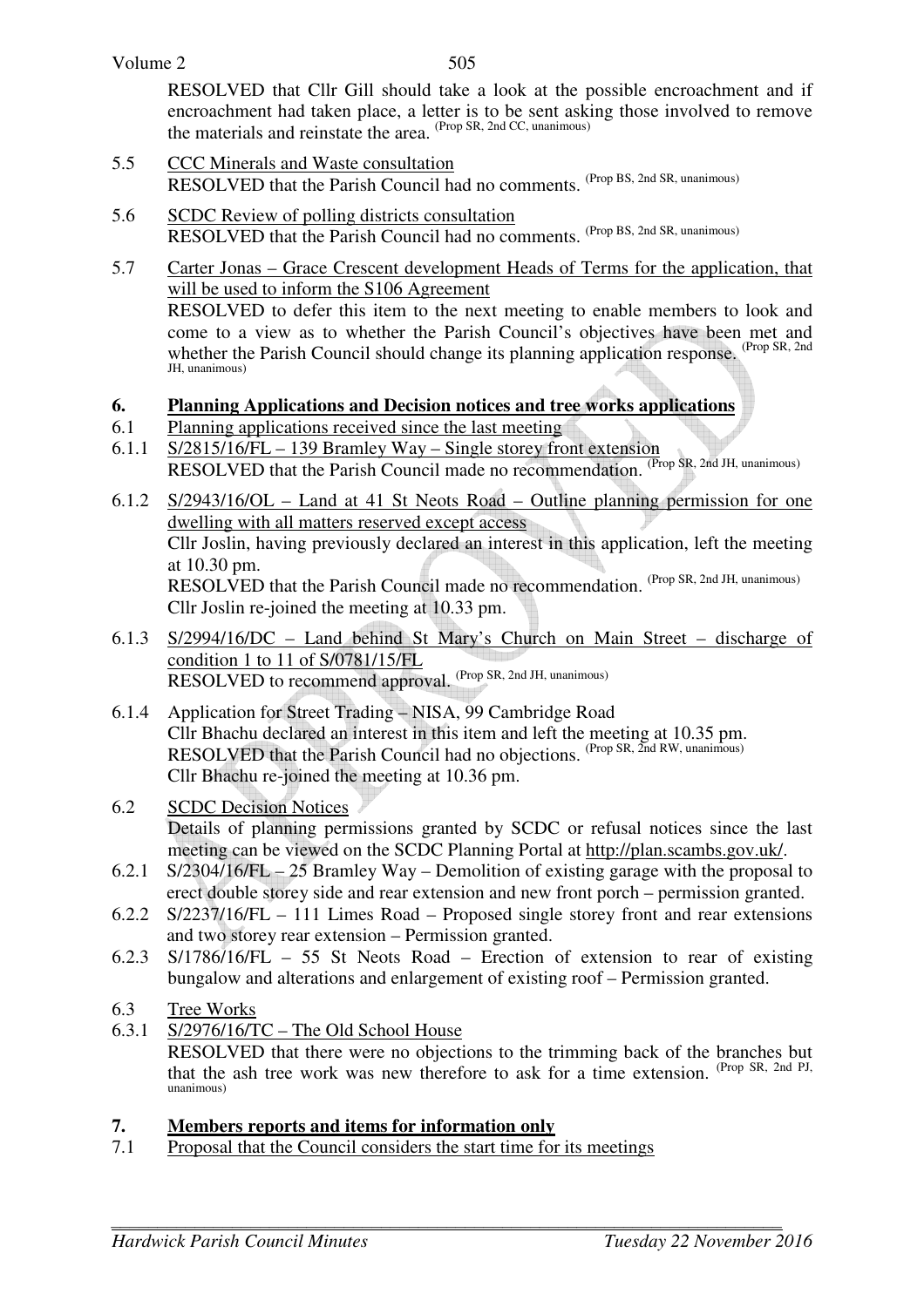RESOLVED that Cllr Gill should take a look at the possible encroachment and if encroachment had taken place, a letter is to be sent asking those involved to remove the materials and reinstate the area. (Prop SR, 2nd CC, unanimous)

5.5 CCC Minerals and Waste consultation
RESOLVED that the Parish Council had no comments. (Prop BS, 2nd SR, unanimous)

5.6 SCDC Review of polling districts consultation
RESOLVED that the Parish Council had no comments. (Prop BS, 2nd SR, unanimous)

5.7 Carter Jonas – Grace Crescent development Heads of Terms for the application, that will be used to inform the S106 Agreement
RESOLVED to defer this item to the next meeting to enable members to look and come to a view as to whether the Parish Council's objectives have been met and whether the Parish Council should change its planning application response. (Prop SR, 2nd JH, unanimous)

## 6. Planning Applications and Decision notices and tree works applications

6.1 Planning applications received since the last meeting

6.1.1 S/2815/16/FL – 139 Bramley Way – Single storey front extension
RESOLVED that the Parish Council made no recommendation. (Prop SR, 2nd JH, unanimous)

6.1.2 S/2943/16/OL – Land at 41 St Neots Road – Outline planning permission for one dwelling with all matters reserved except access
Cllr Joslin, having previously declared an interest in this application, left the meeting at 10.30 pm.
RESOLVED that the Parish Council made no recommendation. (Prop SR, 2nd JH, unanimous)
Cllr Joslin re-joined the meeting at 10.33 pm.

6.1.3 S/2994/16/DC – Land behind St Mary's Church on Main Street – discharge of condition 1 to 11 of S/0781/15/FL
RESOLVED to recommend approval. (Prop SR, 2nd JH, unanimous)

6.1.4 Application for Street Trading – NISA, 99 Cambridge Road
Cllr Bhachu declared an interest in this item and left the meeting at 10.35 pm.
RESOLVED that the Parish Council had no objections. (Prop SR, 2nd RW, unanimous)
Cllr Bhachu re-joined the meeting at 10.36 pm.

6.2 SCDC Decision Notices
Details of planning permissions granted by SCDC or refusal notices since the last meeting can be viewed on the SCDC Planning Portal at http://plan.scambs.gov.uk/.

6.2.1 S/2304/16/FL – 25 Bramley Way – Demolition of existing garage with the proposal to erect double storey side and rear extension and new front porch – permission granted.

6.2.2 S/2237/16/FL – 111 Limes Road – Proposed single storey front and rear extensions and two storey rear extension – Permission granted.

6.2.3 S/1786/16/FL – 55 St Neots Road – Erection of extension to rear of existing bungalow and alterations and enlargement of existing roof – Permission granted.

6.3 Tree Works

6.3.1 S/2976/16/TC – The Old School House
RESOLVED that there were no objections to the trimming back of the branches but that the ash tree work was new therefore to ask for a time extension. (Prop SR, 2nd PJ, unanimous)

## 7. Members reports and items for information only

7.1 Proposal that the Council considers the start time for its meetings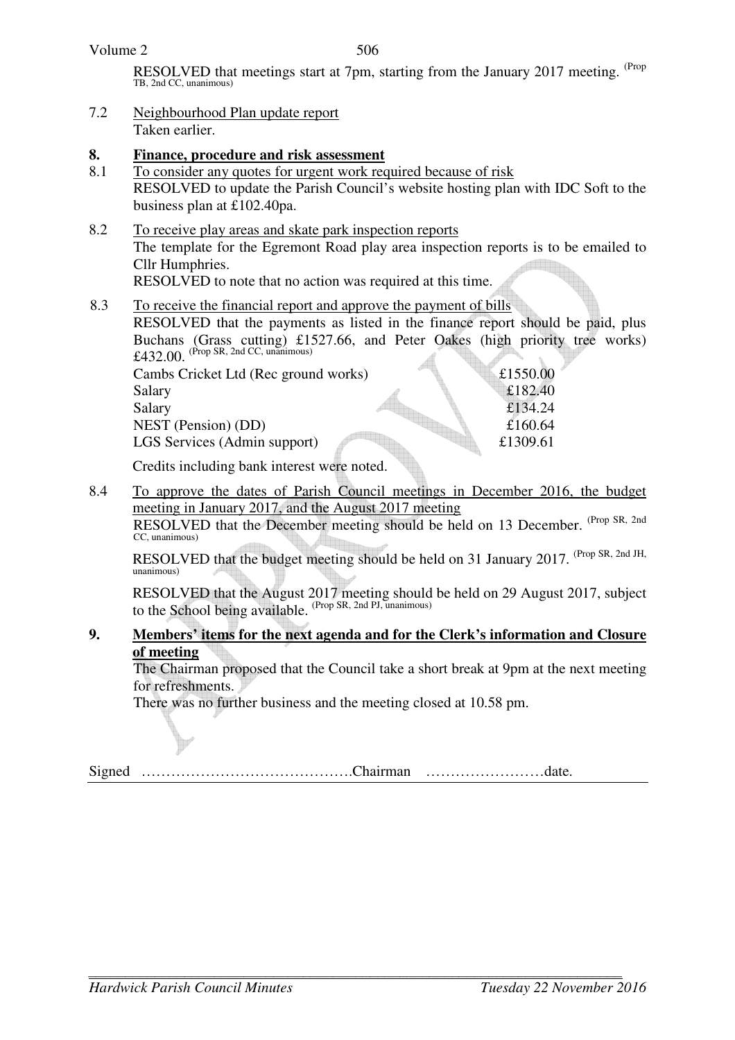RESOLVED that meetings start at 7pm, starting from the January 2017 meeting. (Prop TB, 2nd CC, unanimous)

7.2 Neighbourhood Plan update report
Taken earlier.

## 8. Finance, procedure and risk assessment

8.1 To consider any quotes for urgent work required because of risk
RESOLVED to update the Parish Council's website hosting plan with IDC Soft to the business plan at £102.40pa.

8.2 To receive play areas and skate park inspection reports
The template for the Egremont Road play area inspection reports is to be emailed to Cllr Humphries.
RESOLVED to note that no action was required at this time.

8.3 To receive the financial report and approve the payment of bills
RESOLVED that the payments as listed in the finance report should be paid, plus Buchans (Grass cutting) £1527.66, and Peter Oakes (high priority tree works) £432.00. (Prop SR, 2nd CC, unanimous)

| | |
|---|---|
| Cambs Cricket Ltd (Rec ground works) | £1550.00 |
| Salary | £182.40 |
| Salary | £134.24 |
| NEST (Pension) (DD) | £160.64 |
| LGS Services (Admin support) | £1309.61 |

Credits including bank interest were noted.

8.4 To approve the dates of Parish Council meetings in December 2016, the budget meeting in January 2017, and the August 2017 meeting
RESOLVED that the December meeting should be held on 13 December. (Prop SR, 2nd CC, unanimous)

RESOLVED that the budget meeting should be held on 31 January 2017. (Prop SR, 2nd JH, unanimous)

RESOLVED that the August 2017 meeting should be held on 29 August 2017, subject to the School being available. (Prop SR, 2nd PJ, unanimous)

## 9. Members' items for the next agenda and for the Clerk's information and Closure of meeting

The Chairman proposed that the Council take a short break at 9pm at the next meeting for refreshments.
There was no further business and the meeting closed at 10.58 pm.

Signed …………………………………….Chairman ……………………date.